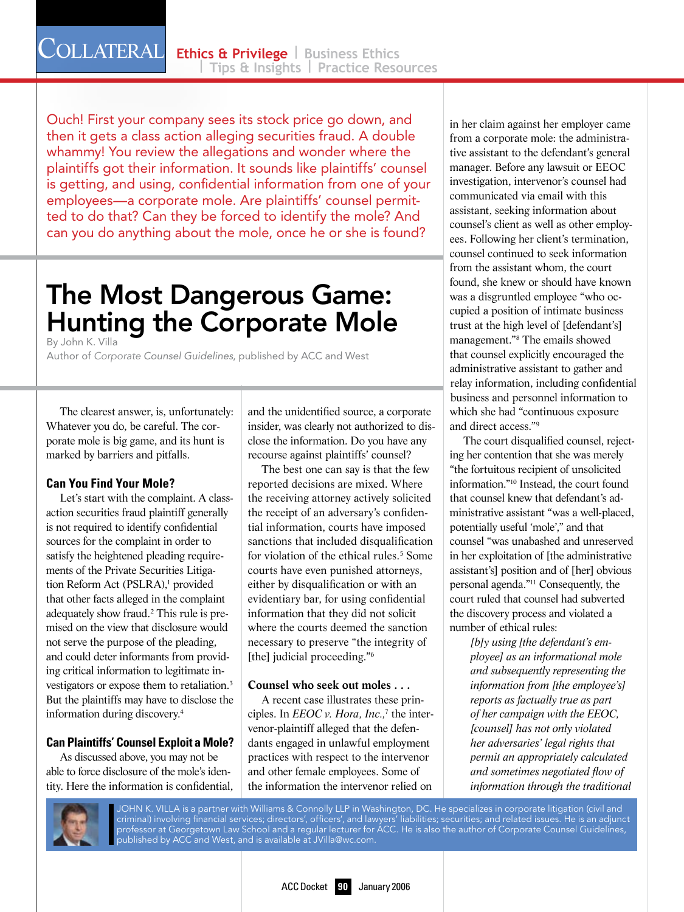Ouch! First your company sees its stock price go down, and then it gets a class action alleging securities fraud. A double whammy! You review the allegations and wonder where the plaintiffs got their information. It sounds like plaintiffs' counsel is getting, and using, confidential information from one of your employees—a corporate mole. Are plaintiffs' counsel permitted to do that? Can they be forced to identify the mole? And can you do anything about the mole, once he or she is found?

# The Most Dangerous Game: Hunting the Corporate Mole

By John K. Villa
Author of *Corporate Counsel Guidelines*, published by ACC and West

The clearest answer, is, unfortunately: Whatever you do, be careful. The corporate mole is big game, and its hunt is marked by barriers and pitfalls.

## Can You Find Your Mole?

Let's start with the complaint. A class-action securities fraud plaintiff generally is not required to identify confidential sources for the complaint in order to satisfy the heightened pleading requirements of the Private Securities Litigation Reform Act (PSLRA),[1] provided that other facts alleged in the complaint adequately show fraud.[2] This rule is premised on the view that disclosure would not serve the purpose of the pleading, and could deter informants from providing critical information to legitimate investigators or expose them to retaliation.[3] But the plaintiffs may have to disclose the information during discovery.[4]

## Can Plaintiffs' Counsel Exploit a Mole?

As discussed above, you may not be able to force disclosure of the mole's identity. Here the information is confidential, and the unidentified source, a corporate insider, was clearly not authorized to disclose the information. Do you have any recourse against plaintiffs' counsel?

The best one can say is that the few reported decisions are mixed. Where the receiving attorney actively solicited the receipt of an adversary's confidential information, courts have imposed sanctions that included disqualification for violation of the ethical rules.[5] Some courts have even punished attorneys, either by disqualification or with an evidentiary bar, for using confidential information that they did not solicit where the courts deemed the sanction necessary to preserve "the integrity of [the] judicial proceeding."[6]

## Counsel who seek out moles . . .

A recent case illustrates these principles. In *EEOC v. Hora, Inc.*,[7] the intervenor-plaintiff alleged that the defendants engaged in unlawful employment practices with respect to the intervenor and other female employees. Some of the information the intervenor relied on in her claim against her employer came from a corporate mole: the administrative assistant to the defendant's general manager. Before any lawsuit or EEOC investigation, intervenor's counsel had communicated via email with this assistant, seeking information about counsel's client as well as other employees. Following her client's termination, counsel continued to seek information from the assistant whom, the court found, she knew or should have known was a disgruntled employee "who occupied a position of intimate business trust at the high level of [defendant's] management."[8] The emails showed that counsel explicitly encouraged the administrative assistant to gather and relay information, including confidential business and personnel information to which she had "continuous exposure and direct access."[9]

The court disqualified counsel, rejecting her contention that she was merely "the fortuitous recipient of unsolicited information."[10] Instead, the court found that counsel knew that defendant's administrative assistant "was a well-placed, potentially useful 'mole'," and that counsel "was unabashed and unreserved in her exploitation of [the administrative assistant's] position and of [her] obvious personal agenda."[11] Consequently, the court ruled that counsel had subverted the discovery process and violated a number of ethical rules:

> *[b]y using [the defendant's employee] as an informational mole and subsequently representing the information from [the employee's] reports as factually true as part of her campaign with the EEOC, [counsel] has not only violated her adversaries' legal rights that permit an appropriately calculated and sometimes negotiated flow of information through the traditional*

JOHN K. VILLA is a partner with Williams & Connolly LLP in Washington, DC. He specializes in corporate litigation (civil and criminal) involving financial services; directors', officers', and lawyers' liabilities; securities; and related issues. He is an adjunct professor at Georgetown Law School and a regular lecturer for ACC. He is also the author of Corporate Counsel Guidelines, published by ACC and West, and is available at JVilla@wc.com.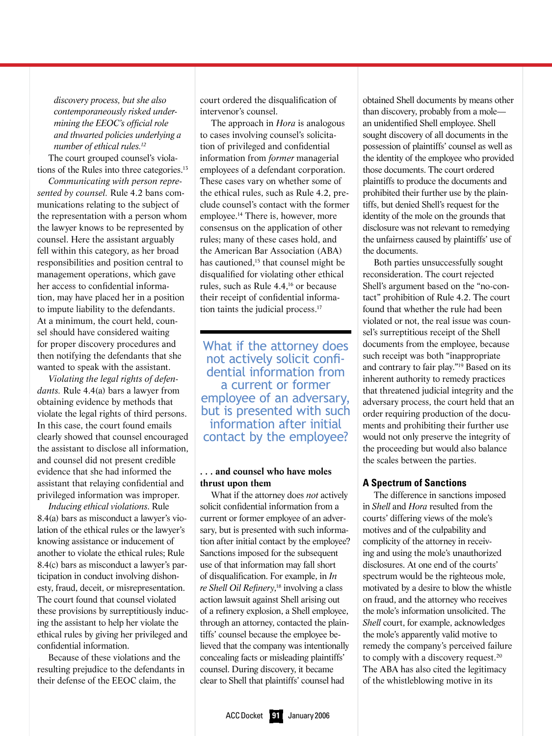*discovery process, but she also contemporaneously risked undermining the EEOC's official role and thwarted policies underlying a number of ethical rules.*[12]

The court grouped counsel's violations of the Rules into three categories.[13]

*Communicating with person represented by counsel.* Rule 4.2 bans communications relating to the subject of the representation with a person whom the lawyer knows to be represented by counsel. Here the assistant arguably fell within this category, as her broad responsibilities and position central to management operations, which gave her access to confidential information, may have placed her in a position to impute liability to the defendants. At a minimum, the court held, counsel should have considered waiting for proper discovery procedures and then notifying the defendants that she wanted to speak with the assistant.

*Violating the legal rights of defendants.* Rule 4.4(a) bars a lawyer from obtaining evidence by methods that violate the legal rights of third persons. In this case, the court found emails clearly showed that counsel encouraged the assistant to disclose all information, and counsel did not present credible evidence that she had informed the assistant that relaying confidential and privileged information was improper.

*Inducing ethical violations.* Rule 8.4(a) bars as misconduct a lawyer's violation of the ethical rules or the lawyer's knowing assistance or inducement of another to violate the ethical rules; Rule 8.4(c) bars as misconduct a lawyer's participation in conduct involving dishonesty, fraud, deceit, or misrepresentation. The court found that counsel violated these provisions by surreptitiously inducing the assistant to help her violate the ethical rules by giving her privileged and confidential information.

Because of these violations and the resulting prejudice to the defendants in their defense of the EEOC claim, the court ordered the disqualification of intervenor's counsel.

The approach in *Hora* is analogous to cases involving counsel's solicitation of privileged and confidential information from *former* managerial employees of a defendant corporation. These cases vary on whether some of the ethical rules, such as Rule 4.2, preclude counsel's contact with the former employee.[14] There is, however, more consensus on the application of other rules; many of these cases hold, and the American Bar Association (ABA) has cautioned,[15] that counsel might be disqualified for violating other ethical rules, such as Rule 4.4,[16] or because their receipt of confidential information taints the judicial process.[17]

What if the attorney does not actively solicit confidential information from a current or former employee of an adversary, but is presented with such information after initial contact by the employee?

## . . . and counsel who have moles thrust upon them

What if the attorney does *not* actively solicit confidential information from a current or former employee of an adversary, but is presented with such information after initial contact by the employee? Sanctions imposed for the subsequent use of that information may fall short of disqualification. For example, in *In re Shell Oil Refinery*,[18] involving a class action lawsuit against Shell arising out of a refinery explosion, a Shell employee, through an attorney, contacted the plaintiffs' counsel because the employee believed that the company was intentionally concealing facts or misleading plaintiffs' counsel. During discovery, it became clear to Shell that plaintiffs' counsel had obtained Shell documents by means other than discovery, probably from a mole—an unidentified Shell employee. Shell sought discovery of all documents in the possession of plaintiffs' counsel as well as the identity of the employee who provided those documents. The court ordered plaintiffs to produce the documents and prohibited their further use by the plaintiffs, but denied Shell's request for the identity of the mole on the grounds that disclosure was not relevant to remedying the unfairness caused by plaintiffs' use of the documents.

Both parties unsuccessfully sought reconsideration. The court rejected Shell's argument based on the "no-contact" prohibition of Rule 4.2. The court found that whether the rule had been violated or not, the real issue was counsel's surreptitious receipt of the Shell documents from the employee, because such receipt was both "inappropriate and contrary to fair play."[19] Based on its inherent authority to remedy practices that threatened judicial integrity and the adversary process, the court held that an order requiring production of the documents and prohibiting their further use would not only preserve the integrity of the proceeding but would also balance the scales between the parties.

## A Spectrum of Sanctions

The difference in sanctions imposed in *Shell* and *Hora* resulted from the courts' differing views of the mole's motives and of the culpability and complicity of the attorney in receiving and using the mole's unauthorized disclosures. At one end of the courts' spectrum would be the righteous mole, motivated by a desire to blow the whistle on fraud, and the attorney who receives the mole's information unsolicited. The *Shell* court, for example, acknowledges the mole's apparently valid motive to remedy the company's perceived failure to comply with a discovery request.[20] The ABA has also cited the legitimacy of the whistleblowing motive in its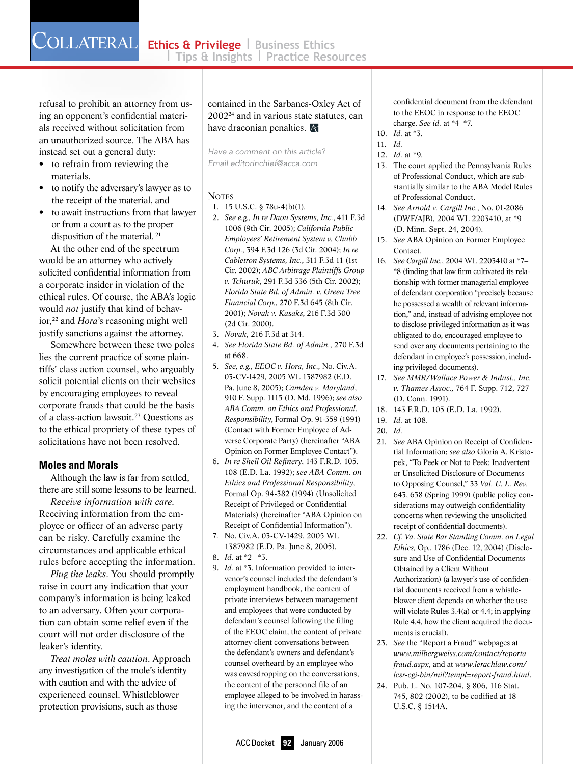refusal to prohibit an attorney from using an opponent's confidential materials received without solicitation from an unauthorized source. The ABA has instead set out a general duty:

- to refrain from reviewing the materials,
- to notify the adversary's lawyer as to the receipt of the material, and
- to await instructions from that lawyer or from a court as to the proper disposition of the material.[21]

At the other end of the spectrum would be an attorney who actively solicited confidential information from a corporate insider in violation of the ethical rules. Of course, the ABA's logic would *not* justify that kind of behavior,[22] and *Hora*'s reasoning might well justify sanctions against the attorney.

Somewhere between these two poles lies the current practice of some plaintiffs' class action counsel, who arguably solicit potential clients on their websites by encouraging employees to reveal corporate frauds that could be the basis of a class-action lawsuit.[23] Questions as to the ethical propriety of these types of solicitations have not been resolved.

## Moles and Morals

Although the law is far from settled, there are still some lessons to be learned.

*Receive information with care.* Receiving information from the employee or officer of an adverse party can be risky. Carefully examine the circumstances and applicable ethical rules before accepting the information.

*Plug the leaks.* You should promptly raise in court any indication that your company's information is being leaked to an adversary. Often your corporation can obtain some relief even if the court will not order disclosure of the leaker's identity.

*Treat moles with caution.* Approach any investigation of the mole's identity with caution and with the advice of experienced counsel. Whistleblower protection provisions, such as those contained in the Sarbanes-Oxley Act of 2002[24] and in various state statutes, can have draconian penalties.

*Have a comment on this article? Email editorinchief@acca.com*

## Notes

1. 15 U.S.C. § 78u-4(b)(1).
2. *See e.g., In re Daou Systems, Inc.*, 411 F.3d 1006 (9th Cir. 2005); *California Public Employees' Retirement System v. Chubb Corp.*, 394 F.3d 126 (3d Cir. 2004); *In re Cabletron Systems, Inc.*, 311 F.3d 11 (1st Cir. 2002); *ABC Arbitrage Plaintiffs Group v. Tchuruk*, 291 F.3d 336 (5th Cir. 2002); *Florida State Bd. of Admin. v. Green Tree Financial Corp.*, 270 F.3d 645 (8th Cir. 2001); *Novak v. Kasaks*, 216 F.3d 300 (2d Cir. 2000).
3. *Novak*, 216 F.3d at 314.
4. *See Florida State Bd. of Admin.*, 270 F.3d at 668.
5. *See, e.g., EEOC v. Hora, Inc.*, No. Civ.A. 03-CV-1429, 2005 WL 1387982 (E.D. Pa. June 8, 2005); *Camden v. Maryland*, 910 F. Supp. 1115 (D. Md. 1996); *see also ABA Comm. on Ethics and Professional. Responsibility*, Formal Op. 91-359 (1991) (Contact with Former Employee of Adverse Corporate Party) (hereinafter "ABA Opinion on Former Employee Contact").
6. *In re Shell Oil Refinery*, 143 F.R.D. 105, 108 (E.D. La. 1992); *see ABA Comm. on Ethics and Professional Responsibility*, Formal Op. 94-382 (1994) (Unsolicited Receipt of Privileged or Confidential Materials) (hereinafter "ABA Opinion on Receipt of Confidential Information").
7. No. Civ.A. 03-CV-1429, 2005 WL 1387982 (E.D. Pa. June 8, 2005).
8. *Id.* at *2 –*3.
9. *Id.* at *3. Information provided to intervenor's counsel included the defendant's employment handbook, the content of private interviews between management and employees that were conducted by defendant's counsel following the filing of the EEOC claim, the content of private attorney-client conversations between the defendant's owners and defendant's counsel overheard by an employee who was eavesdropping on the conversations, the content of the personnel file of an employee alleged to be involved in harassing the intervenor, and the content of a confidential document from the defendant to the EEOC in response to the EEOC charge. *See id.* at *4–*7.
10. *Id.* at *3.
11. *Id.*
12. *Id.* at *9.
13. The court applied the Pennsylvania Rules of Professional Conduct, which are substantially similar to the ABA Model Rules of Professional Conduct.
14. *See Arnold v. Cargill Inc.*, No. 01-2086 (DWF/AJB), 2004 WL 2203410, at *9 (D. Minn. Sept. 24, 2004).
15. *See* ABA Opinion on Former Employee Contact.
16. *See Cargill Inc.*, 2004 WL 2203410 at *7–*8 (finding that law firm cultivated its relationship with former managerial employee of defendant corporation "precisely because he possessed a wealth of relevant information," and, instead of advising employee not to disclose privileged information as it was obligated to do, encouraged employee to send over any documents pertaining to the defendant in employee's possession, including privileged documents).
17. *See MMR/Wallace Power & Indust., Inc. v. Thames Assoc.*, 764 F. Supp. 712, 727 (D. Conn. 1991).
18. 143 F.R.D. 105 (E.D. La. 1992).
19. *Id.* at 108.
20. *Id.*
21. *See* ABA Opinion on Receipt of Confidential Information; *see also* Gloria A. Kristopek, "To Peek or Not to Peek: Inadvertent or Unsolicited Disclosure of Documents to Opposing Counsel," 33 *Val. U. L. Rev.* 643, 658 (Spring 1999) (public policy considerations may outweigh confidentiality concerns when reviewing the unsolicited receipt of confidential documents).
22. *Cf. Va. State Bar Standing Comm. on Legal Ethics,* Op., 1786 (Dec. 12, 2004) (Disclosure and Use of Confidential Documents Obtained by a Client Without Authorization) (a lawyer's use of confidential documents received from a whistleblower client depends on whether the use will violate Rules 3.4(a) or 4.4; in applying Rule 4.4, how the client acquired the documents is crucial).
23. *See* the "Report a Fraud" webpages at *www.milbergweiss.com/contact/reportafraud.aspx*, and at *www.lerachlaw.com/lcsr-cgi-bin/mil?templ=report-fraud.html*.
24. Pub. L. No. 107-204, § 806, 116 Stat. 745, 802 (2002), to be codified at 18 U.S.C. § 1514A.